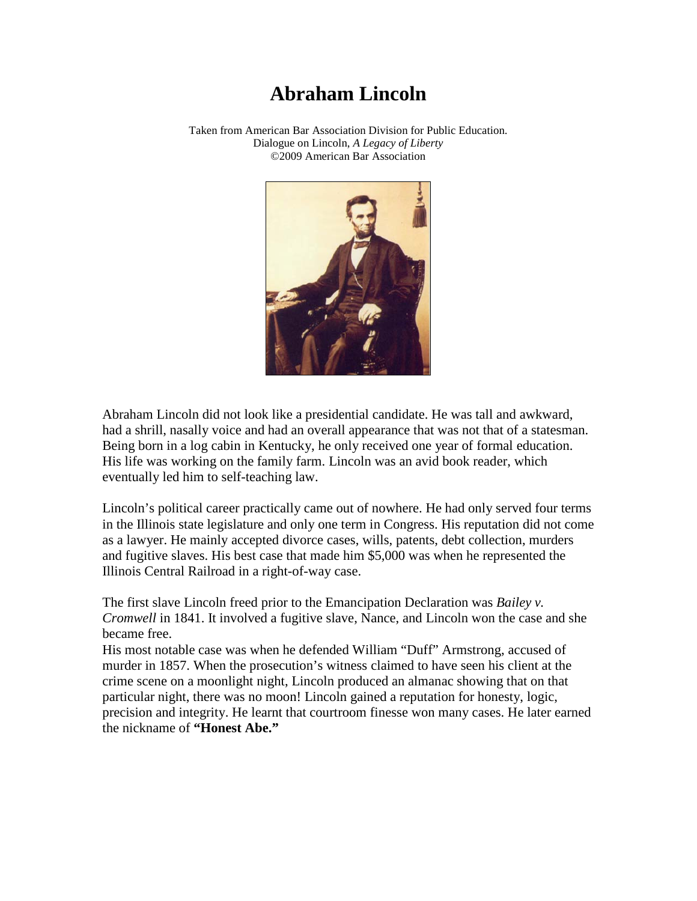# Abraham Lincoln

Taken from American Bar Association Division for Public Education.
Dialogue on Lincoln, *A Legacy of Liberty*
©2009 American Bar Association

Abraham Lincoln did not look like a presidential candidate. He was tall and awkward, had a shrill, nasally voice and had an overall appearance that was not that of a statesman. Being born in a log cabin in Kentucky, he only received one year of formal education. His life was working on the family farm. Lincoln was an avid book reader, which eventually led him to self-teaching law.

Lincoln's political career practically came out of nowhere. He had only served four terms in the Illinois state legislature and only one term in Congress. His reputation did not come as a lawyer. He mainly accepted divorce cases, wills, patents, debt collection, murders and fugitive slaves. His best case that made him $5,000 was when he represented the Illinois Central Railroad in a right-of-way case.

The first slave Lincoln freed prior to the Emancipation Declaration was *Bailey v. Cromwell* in 1841. It involved a fugitive slave, Nance, and Lincoln won the case and she became free.
His most notable case was when he defended William "Duff" Armstrong, accused of murder in 1857. When the prosecution's witness claimed to have seen his client at the crime scene on a moonlight night, Lincoln produced an almanac showing that on that particular night, there was no moon! Lincoln gained a reputation for honesty, logic, precision and integrity. He learnt that courtroom finesse won many cases. He later earned the nickname of **"Honest Abe."**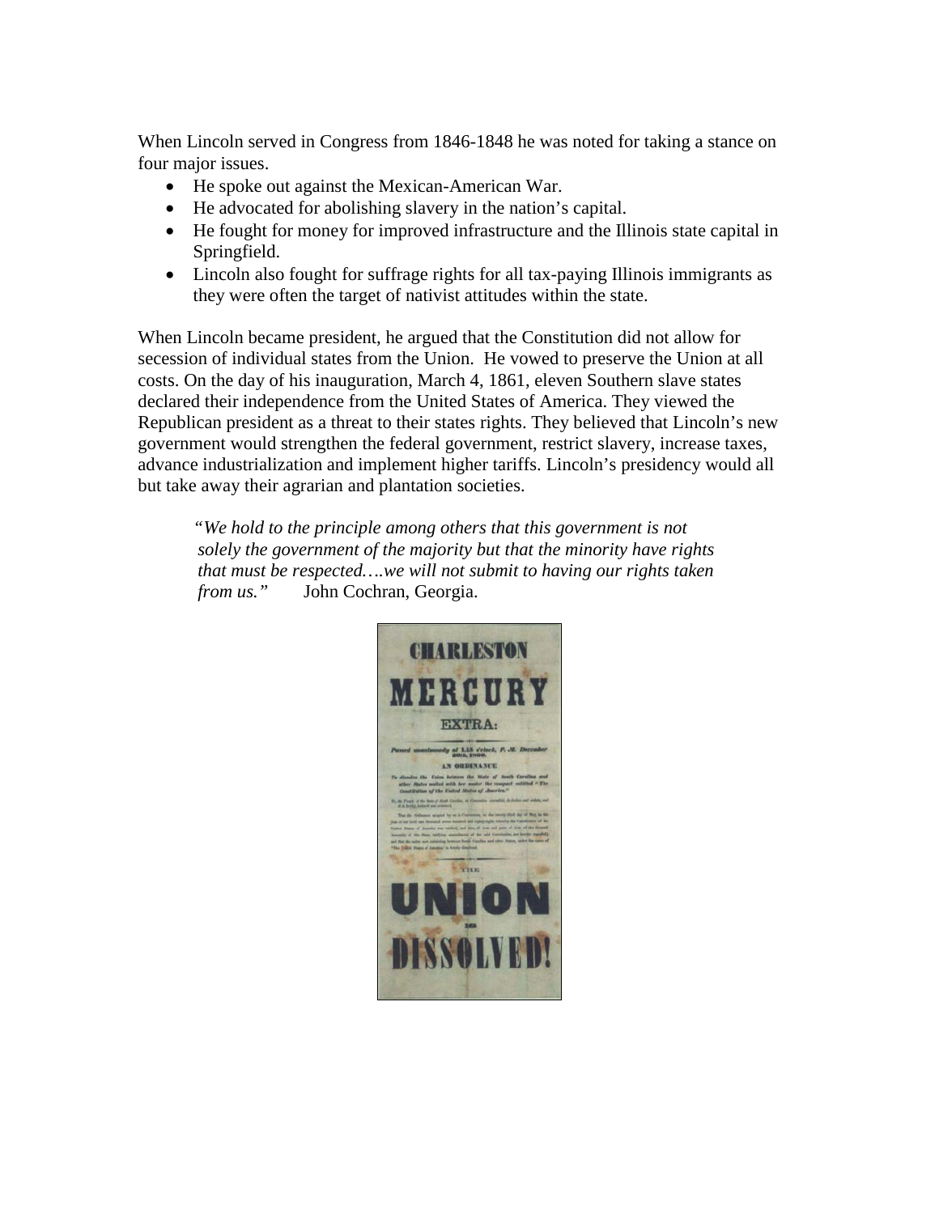When Lincoln served in Congress from 1846-1848 he was noted for taking a stance on four major issues.

- He spoke out against the Mexican-American War.
- He advocated for abolishing slavery in the nation's capital.
- He fought for money for improved infrastructure and the Illinois state capital in Springfield.
- Lincoln also fought for suffrage rights for all tax-paying Illinois immigrants as they were often the target of nativist attitudes within the state.

When Lincoln became president, he argued that the Constitution did not allow for secession of individual states from the Union. He vowed to preserve the Union at all costs. On the day of his inauguration, March 4, 1861, eleven Southern slave states declared their independence from the United States of America. They viewed the Republican president as a threat to their states rights. They believed that Lincoln's new government would strengthen the federal government, restrict slavery, increase taxes, advance industrialization and implement higher tariffs. Lincoln's presidency would all but take away their agrarian and plantation societies.

> "*We hold to the principle among others that this government is not solely the government of the majority but that the minority have rights that must be respected….we will not submit to having our rights taken from us.*" John Cochran, Georgia.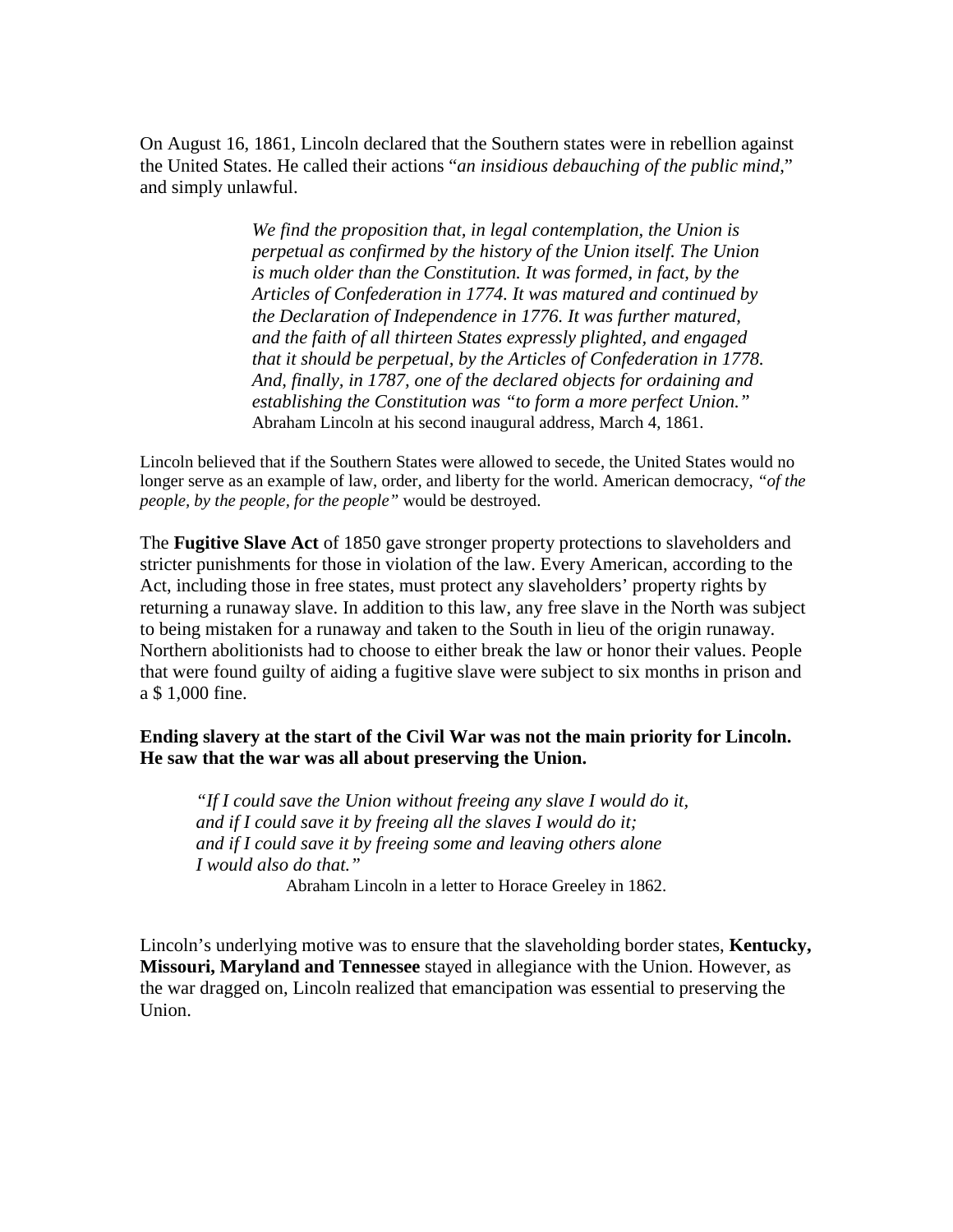On August 16, 1861, Lincoln declared that the Southern states were in rebellion against the United States. He called their actions "*an insidious debauching of the public mind*," and simply unlawful.

> *We find the proposition that, in legal contemplation, the Union is perpetual as confirmed by the history of the Union itself. The Union is much older than the Constitution. It was formed, in fact, by the Articles of Confederation in 1774. It was matured and continued by the Declaration of Independence in 1776. It was further matured, and the faith of all thirteen States expressly plighted, and engaged that it should be perpetual, by the Articles of Confederation in 1778. And, finally, in 1787, one of the declared objects for ordaining and establishing the Constitution was "to form a more perfect Union."*
> Abraham Lincoln at his second inaugural address, March 4, 1861.

Lincoln believed that if the Southern States were allowed to secede, the United States would no longer serve as an example of law, order, and liberty for the world. American democracy, *"of the people, by the people, for the people"* would be destroyed.

The **Fugitive Slave Act** of 1850 gave stronger property protections to slaveholders and stricter punishments for those in violation of the law. Every American, according to the Act, including those in free states, must protect any slaveholders' property rights by returning a runaway slave. In addition to this law, any free slave in the North was subject to being mistaken for a runaway and taken to the South in lieu of the origin runaway. Northern abolitionists had to choose to either break the law or honor their values. People that were found guilty of aiding a fugitive slave were subject to six months in prison and a $ 1,000 fine.

**Ending slavery at the start of the Civil War was not the main priority for Lincoln. He saw that the war was all about preserving the Union.**

> *"If I could save the Union without freeing any slave I would do it,*
> *and if I could save it by freeing all the slaves I would do it;*
> *and if I could save it by freeing some and leaving others alone*
> *I would also do that."*
> Abraham Lincoln in a letter to Horace Greeley in 1862.

Lincoln's underlying motive was to ensure that the slaveholding border states, **Kentucky, Missouri, Maryland and Tennessee** stayed in allegiance with the Union. However, as the war dragged on, Lincoln realized that emancipation was essential to preserving the Union.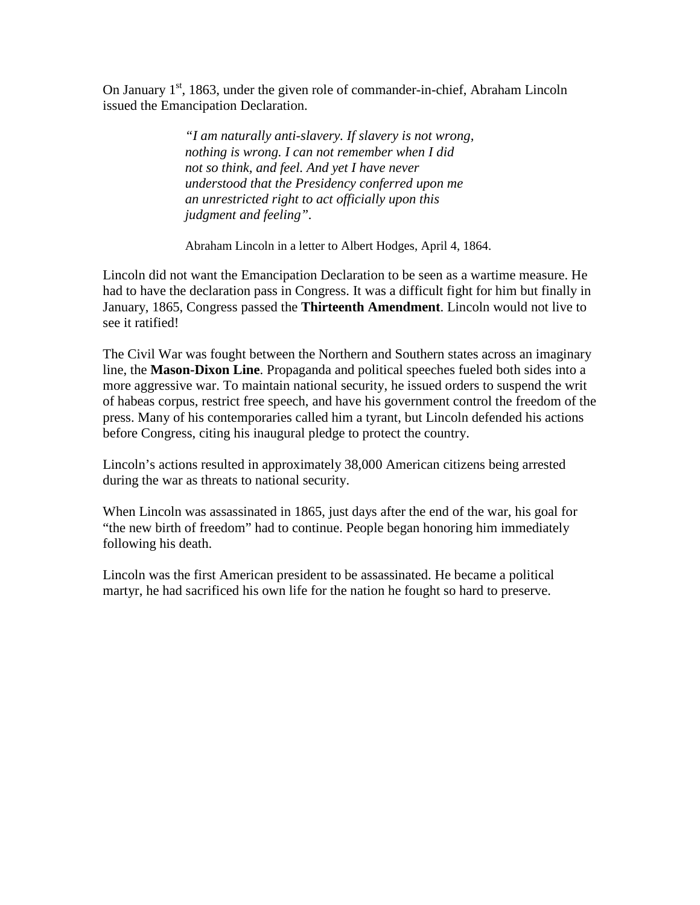On January 1st, 1863, under the given role of commander-in-chief, Abraham Lincoln issued the Emancipation Declaration.

> *"I am naturally anti-slavery. If slavery is not wrong, nothing is wrong. I can not remember when I did not so think, and feel. And yet I have never understood that the Presidency conferred upon me an unrestricted right to act officially upon this judgment and feeling".*
>
> Abraham Lincoln in a letter to Albert Hodges, April 4, 1864.

Lincoln did not want the Emancipation Declaration to be seen as a wartime measure. He had to have the declaration pass in Congress. It was a difficult fight for him but finally in January, 1865, Congress passed the **Thirteenth Amendment**. Lincoln would not live to see it ratified!

The Civil War was fought between the Northern and Southern states across an imaginary line, the **Mason-Dixon Line**. Propaganda and political speeches fueled both sides into a more aggressive war. To maintain national security, he issued orders to suspend the writ of habeas corpus, restrict free speech, and have his government control the freedom of the press. Many of his contemporaries called him a tyrant, but Lincoln defended his actions before Congress, citing his inaugural pledge to protect the country.

Lincoln's actions resulted in approximately 38,000 American citizens being arrested during the war as threats to national security.

When Lincoln was assassinated in 1865, just days after the end of the war, his goal for "the new birth of freedom" had to continue. People began honoring him immediately following his death.

Lincoln was the first American president to be assassinated. He became a political martyr, he had sacrificed his own life for the nation he fought so hard to preserve.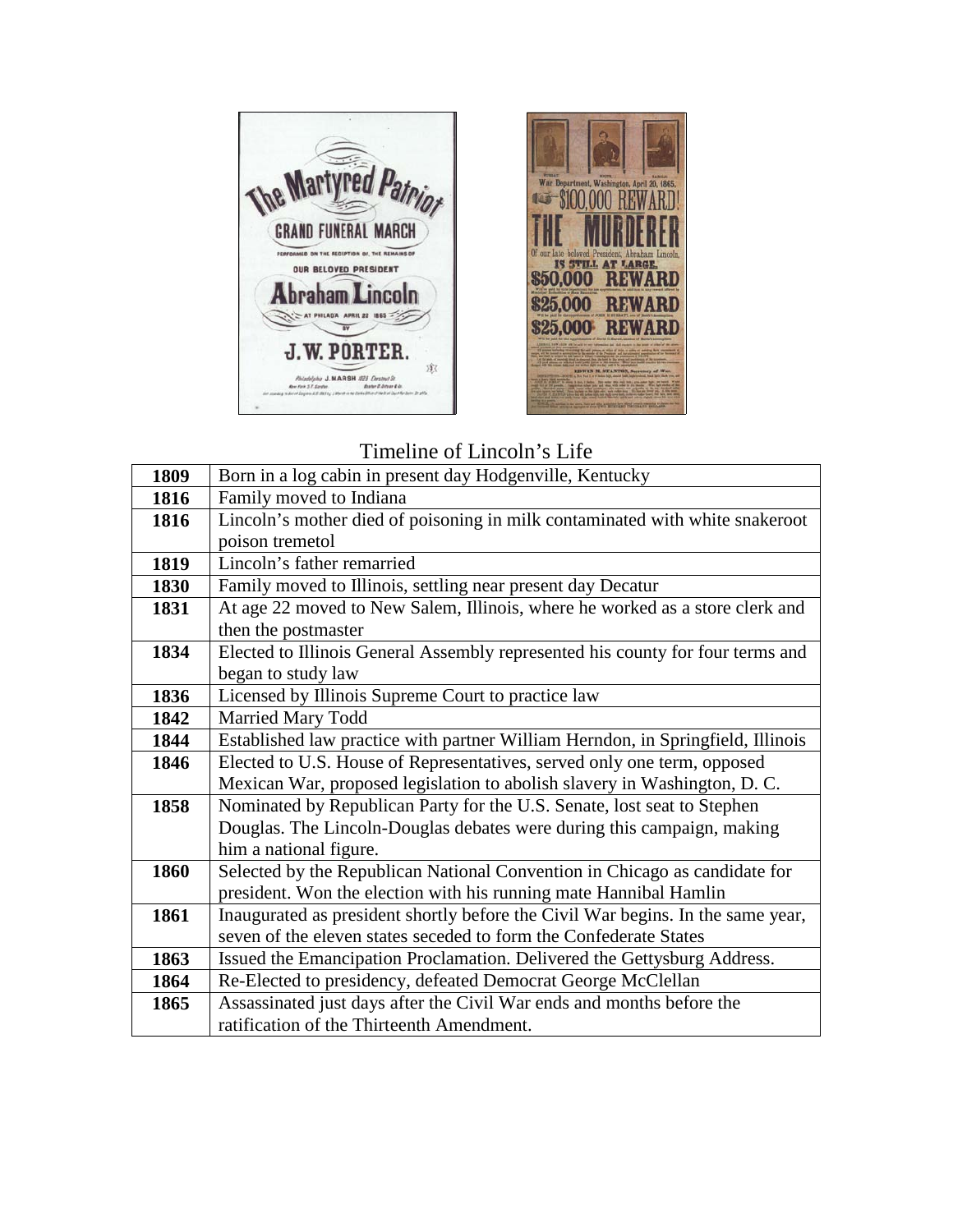Timeline of Lincoln's Life

| | |
|---|---|
| **1809** | Born in a log cabin in present day Hodgenville, Kentucky |
| **1816** | Family moved to Indiana |
| **1816** | Lincoln's mother died of poisoning in milk contaminated with white snakeroot poison tremetol |
| **1819** | Lincoln's father remarried |
| **1830** | Family moved to Illinois, settling near present day Decatur |
| **1831** | At age 22 moved to New Salem, Illinois, where he worked as a store clerk and then the postmaster |
| **1834** | Elected to Illinois General Assembly represented his county for four terms and began to study law |
| **1836** | Licensed by Illinois Supreme Court to practice law |
| **1842** | Married Mary Todd |
| **1844** | Established law practice with partner William Herndon, in Springfield, Illinois |
| **1846** | Elected to U.S. House of Representatives, served only one term, opposed Mexican War, proposed legislation to abolish slavery in Washington, D. C. |
| **1858** | Nominated by Republican Party for the U.S. Senate, lost seat to Stephen Douglas. The Lincoln-Douglas debates were during this campaign, making him a national figure. |
| **1860** | Selected by the Republican National Convention in Chicago as candidate for president. Won the election with his running mate Hannibal Hamlin |
| **1861** | Inaugurated as president shortly before the Civil War begins. In the same year, seven of the eleven states seceded to form the Confederate States |
| **1863** | Issued the Emancipation Proclamation. Delivered the Gettysburg Address. |
| **1864** | Re-Elected to presidency, defeated Democrat George McClellan |
| **1865** | Assassinated just days after the Civil War ends and months before the ratification of the Thirteenth Amendment. |